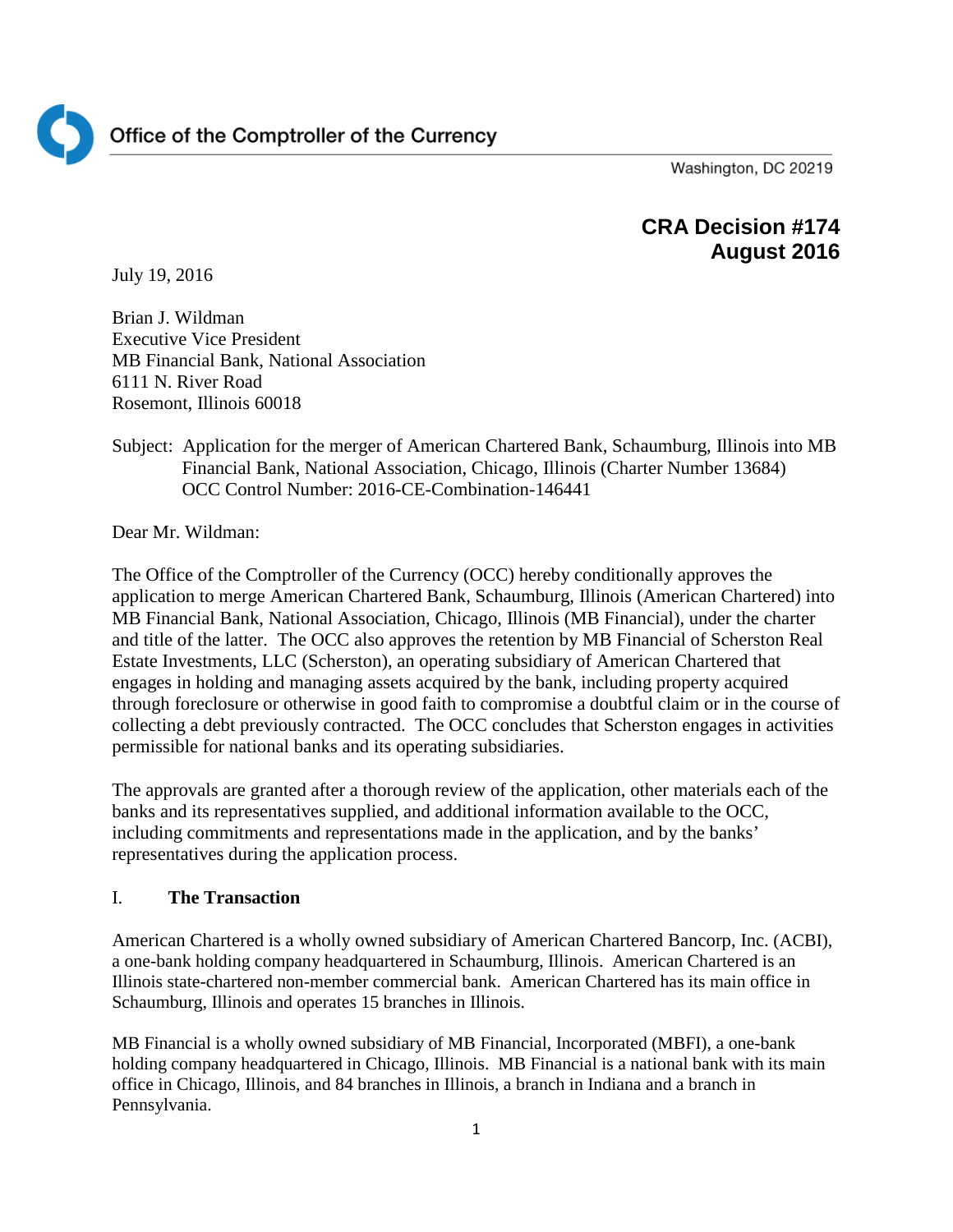Office of the Comptroller of the Currency

Washington, DC 20219

**CRA Decision #174**
**August 2016**

July 19, 2016

Brian J. Wildman
Executive Vice President
MB Financial Bank, National Association
6111 N. River Road
Rosemont, Illinois 60018

Subject: Application for the merger of American Chartered Bank, Schaumburg, Illinois into MB Financial Bank, National Association, Chicago, Illinois (Charter Number 13684)
OCC Control Number: 2016-CE-Combination-146441

Dear Mr. Wildman:

The Office of the Comptroller of the Currency (OCC) hereby conditionally approves the application to merge American Chartered Bank, Schaumburg, Illinois (American Chartered) into MB Financial Bank, National Association, Chicago, Illinois (MB Financial), under the charter and title of the latter. The OCC also approves the retention by MB Financial of Scherston Real Estate Investments, LLC (Scherston), an operating subsidiary of American Chartered that engages in holding and managing assets acquired by the bank, including property acquired through foreclosure or otherwise in good faith to compromise a doubtful claim or in the course of collecting a debt previously contracted. The OCC concludes that Scherston engages in activities permissible for national banks and its operating subsidiaries.

The approvals are granted after a thorough review of the application, other materials each of the banks and its representatives supplied, and additional information available to the OCC, including commitments and representations made in the application, and by the banks' representatives during the application process.

## I. The Transaction

American Chartered is a wholly owned subsidiary of American Chartered Bancorp, Inc. (ACBI), a one-bank holding company headquartered in Schaumburg, Illinois. American Chartered is an Illinois state-chartered non-member commercial bank. American Chartered has its main office in Schaumburg, Illinois and operates 15 branches in Illinois.

MB Financial is a wholly owned subsidiary of MB Financial, Incorporated (MBFI), a one-bank holding company headquartered in Chicago, Illinois. MB Financial is a national bank with its main office in Chicago, Illinois, and 84 branches in Illinois, a branch in Indiana and a branch in Pennsylvania.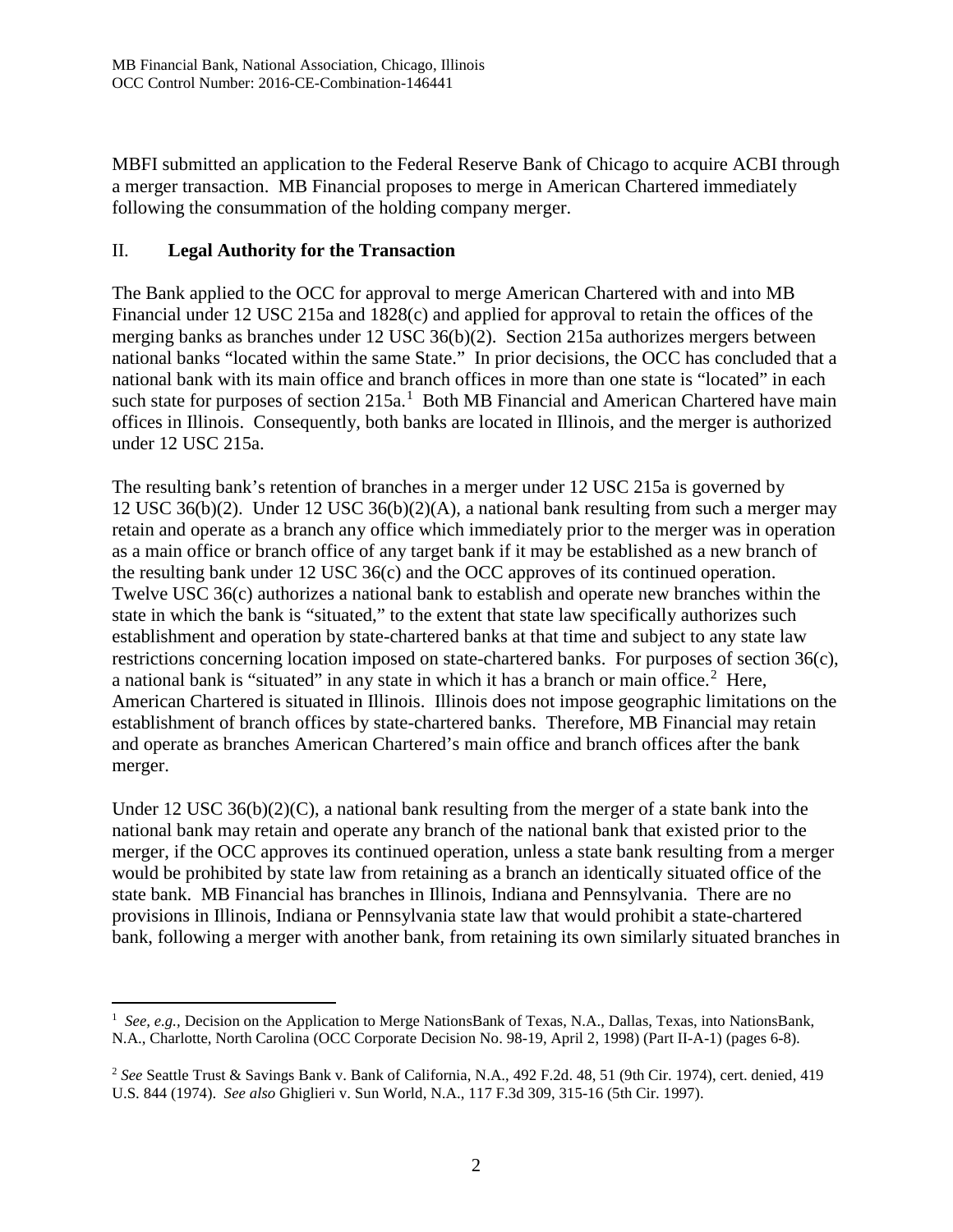MBFI submitted an application to the Federal Reserve Bank of Chicago to acquire ACBI through a merger transaction. MB Financial proposes to merge in American Chartered immediately following the consummation of the holding company merger.

## II. **Legal Authority for the Transaction**

The Bank applied to the OCC for approval to merge American Chartered with and into MB Financial under 12 USC 215a and 1828(c) and applied for approval to retain the offices of the merging banks as branches under 12 USC 36(b)(2). Section 215a authorizes mergers between national banks "located within the same State." In prior decisions, the OCC has concluded that a national bank with its main office and branch offices in more than one state is "located" in each such state for purposes of section 215a.[1] Both MB Financial and American Chartered have main offices in Illinois. Consequently, both banks are located in Illinois, and the merger is authorized under 12 USC 215a.

The resulting bank's retention of branches in a merger under 12 USC 215a is governed by 12 USC 36(b)(2). Under 12 USC 36(b)(2)(A), a national bank resulting from such a merger may retain and operate as a branch any office which immediately prior to the merger was in operation as a main office or branch office of any target bank if it may be established as a new branch of the resulting bank under 12 USC 36(c) and the OCC approves of its continued operation. Twelve USC 36(c) authorizes a national bank to establish and operate new branches within the state in which the bank is "situated," to the extent that state law specifically authorizes such establishment and operation by state-chartered banks at that time and subject to any state law restrictions concerning location imposed on state-chartered banks. For purposes of section 36(c), a national bank is "situated" in any state in which it has a branch or main office.[2] Here, American Chartered is situated in Illinois. Illinois does not impose geographic limitations on the establishment of branch offices by state-chartered banks. Therefore, MB Financial may retain and operate as branches American Chartered's main office and branch offices after the bank merger.

Under 12 USC 36(b)(2)(C), a national bank resulting from the merger of a state bank into the national bank may retain and operate any branch of the national bank that existed prior to the merger, if the OCC approves its continued operation, unless a state bank resulting from a merger would be prohibited by state law from retaining as a branch an identically situated office of the state bank. MB Financial has branches in Illinois, Indiana and Pennsylvania. There are no provisions in Illinois, Indiana or Pennsylvania state law that would prohibit a state-chartered bank, following a merger with another bank, from retaining its own similarly situated branches in

---

[1] *See, e.g.,* Decision on the Application to Merge NationsBank of Texas, N.A., Dallas, Texas, into NationsBank, N.A., Charlotte, North Carolina (OCC Corporate Decision No. 98-19, April 2, 1998) (Part II-A-1) (pages 6-8).

[2] *See* Seattle Trust & Savings Bank v. Bank of California, N.A., 492 F.2d. 48, 51 (9th Cir. 1974), cert. denied, 419 U.S. 844 (1974). *See also* Ghiglieri v. Sun World, N.A., 117 F.3d 309, 315-16 (5th Cir. 1997).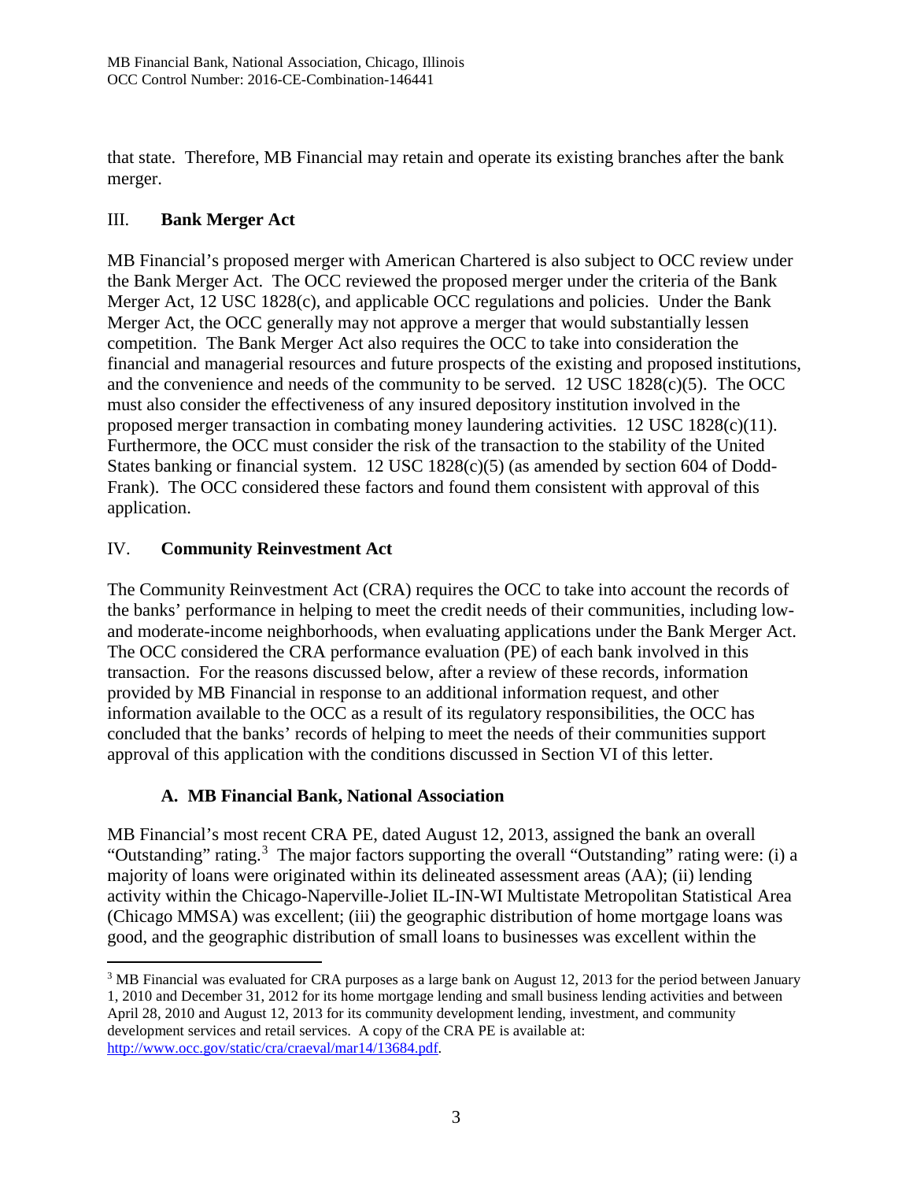that state. Therefore, MB Financial may retain and operate its existing branches after the bank merger.

## III. Bank Merger Act

MB Financial's proposed merger with American Chartered is also subject to OCC review under the Bank Merger Act. The OCC reviewed the proposed merger under the criteria of the Bank Merger Act, 12 USC 1828(c), and applicable OCC regulations and policies. Under the Bank Merger Act, the OCC generally may not approve a merger that would substantially lessen competition. The Bank Merger Act also requires the OCC to take into consideration the financial and managerial resources and future prospects of the existing and proposed institutions, and the convenience and needs of the community to be served. 12 USC 1828(c)(5). The OCC must also consider the effectiveness of any insured depository institution involved in the proposed merger transaction in combating money laundering activities. 12 USC 1828(c)(11). Furthermore, the OCC must consider the risk of the transaction to the stability of the United States banking or financial system. 12 USC 1828(c)(5) (as amended by section 604 of Dodd-Frank). The OCC considered these factors and found them consistent with approval of this application.

## IV. Community Reinvestment Act

The Community Reinvestment Act (CRA) requires the OCC to take into account the records of the banks' performance in helping to meet the credit needs of their communities, including low- and moderate-income neighborhoods, when evaluating applications under the Bank Merger Act. The OCC considered the CRA performance evaluation (PE) of each bank involved in this transaction. For the reasons discussed below, after a review of these records, information provided by MB Financial in response to an additional information request, and other information available to the OCC as a result of its regulatory responsibilities, the OCC has concluded that the banks' records of helping to meet the needs of their communities support approval of this application with the conditions discussed in Section VI of this letter.

### A. MB Financial Bank, National Association

MB Financial's most recent CRA PE, dated August 12, 2013, assigned the bank an overall "Outstanding" rating.[3] The major factors supporting the overall "Outstanding" rating were: (i) a majority of loans were originated within its delineated assessment areas (AA); (ii) lending activity within the Chicago-Naperville-Joliet IL-IN-WI Multistate Metropolitan Statistical Area (Chicago MMSA) was excellent; (iii) the geographic distribution of home mortgage loans was good, and the geographic distribution of small loans to businesses was excellent within the

---

[3] MB Financial was evaluated for CRA purposes as a large bank on August 12, 2013 for the period between January 1, 2010 and December 31, 2012 for its home mortgage lending and small business lending activities and between April 28, 2010 and August 12, 2013 for its community development lending, investment, and community development services and retail services. A copy of the CRA PE is available at: http://www.occ.gov/static/cra/craeval/mar14/13684.pdf.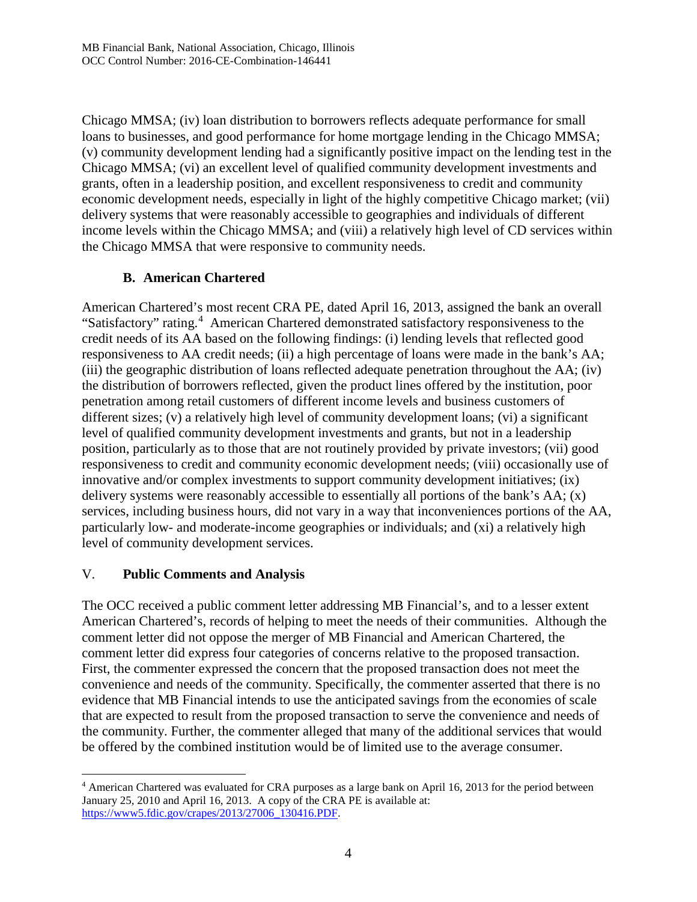Chicago MMSA; (iv) loan distribution to borrowers reflects adequate performance for small loans to businesses, and good performance for home mortgage lending in the Chicago MMSA; (v) community development lending had a significantly positive impact on the lending test in the Chicago MMSA; (vi) an excellent level of qualified community development investments and grants, often in a leadership position, and excellent responsiveness to credit and community economic development needs, especially in light of the highly competitive Chicago market; (vii) delivery systems that were reasonably accessible to geographies and individuals of different income levels within the Chicago MMSA; and (viii) a relatively high level of CD services within the Chicago MMSA that were responsive to community needs.

### B. American Chartered

American Chartered's most recent CRA PE, dated April 16, 2013, assigned the bank an overall "Satisfactory" rating.[4] American Chartered demonstrated satisfactory responsiveness to the credit needs of its AA based on the following findings: (i) lending levels that reflected good responsiveness to AA credit needs; (ii) a high percentage of loans were made in the bank's AA; (iii) the geographic distribution of loans reflected adequate penetration throughout the AA; (iv) the distribution of borrowers reflected, given the product lines offered by the institution, poor penetration among retail customers of different income levels and business customers of different sizes; (v) a relatively high level of community development loans; (vi) a significant level of qualified community development investments and grants, but not in a leadership position, particularly as to those that are not routinely provided by private investors; (vii) good responsiveness to credit and community economic development needs; (viii) occasionally use of innovative and/or complex investments to support community development initiatives; (ix) delivery systems were reasonably accessible to essentially all portions of the bank's AA; (x) services, including business hours, did not vary in a way that inconveniences portions of the AA, particularly low- and moderate-income geographies or individuals; and (xi) a relatively high level of community development services.

## V. Public Comments and Analysis

The OCC received a public comment letter addressing MB Financial's, and to a lesser extent American Chartered's, records of helping to meet the needs of their communities. Although the comment letter did not oppose the merger of MB Financial and American Chartered, the comment letter did express four categories of concerns relative to the proposed transaction. First, the commenter expressed the concern that the proposed transaction does not meet the convenience and needs of the community. Specifically, the commenter asserted that there is no evidence that MB Financial intends to use the anticipated savings from the economies of scale that are expected to result from the proposed transaction to serve the convenience and needs of the community. Further, the commenter alleged that many of the additional services that would be offered by the combined institution would be of limited use to the average consumer.

[4] American Chartered was evaluated for CRA purposes as a large bank on April 16, 2013 for the period between January 25, 2010 and April 16, 2013. A copy of the CRA PE is available at: https://www5.fdic.gov/crapes/2013/27006_130416.PDF.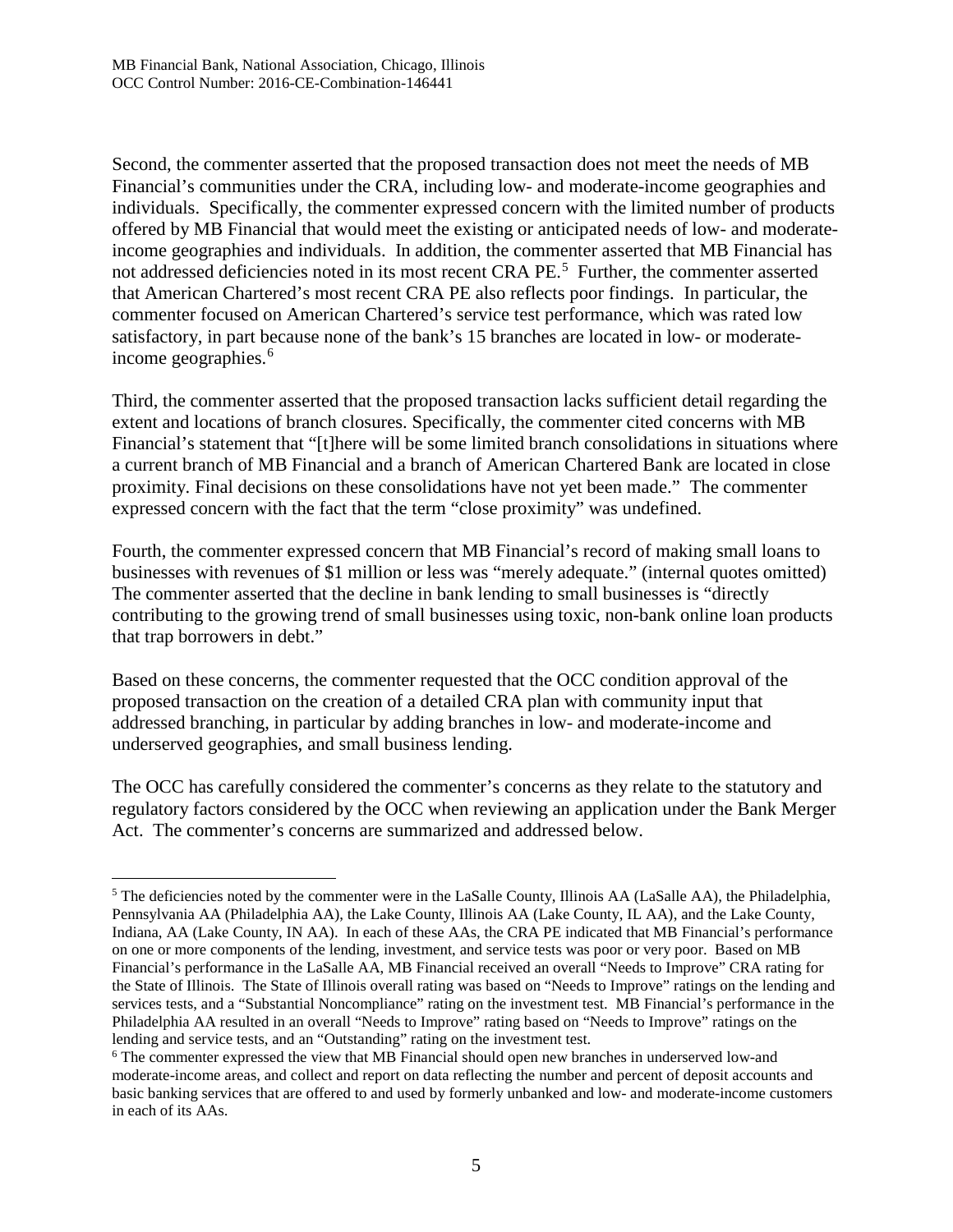Second, the commenter asserted that the proposed transaction does not meet the needs of MB Financial's communities under the CRA, including low- and moderate-income geographies and individuals. Specifically, the commenter expressed concern with the limited number of products offered by MB Financial that would meet the existing or anticipated needs of low- and moderate-income geographies and individuals. In addition, the commenter asserted that MB Financial has not addressed deficiencies noted in its most recent CRA PE.[5] Further, the commenter asserted that American Chartered's most recent CRA PE also reflects poor findings. In particular, the commenter focused on American Chartered's service test performance, which was rated low satisfactory, in part because none of the bank's 15 branches are located in low- or moderate-income geographies.[6]

Third, the commenter asserted that the proposed transaction lacks sufficient detail regarding the extent and locations of branch closures. Specifically, the commenter cited concerns with MB Financial's statement that "[t]here will be some limited branch consolidations in situations where a current branch of MB Financial and a branch of American Chartered Bank are located in close proximity. Final decisions on these consolidations have not yet been made." The commenter expressed concern with the fact that the term "close proximity" was undefined.

Fourth, the commenter expressed concern that MB Financial's record of making small loans to businesses with revenues of $1 million or less was "merely adequate." (internal quotes omitted) The commenter asserted that the decline in bank lending to small businesses is "directly contributing to the growing trend of small businesses using toxic, non-bank online loan products that trap borrowers in debt."

Based on these concerns, the commenter requested that the OCC condition approval of the proposed transaction on the creation of a detailed CRA plan with community input that addressed branching, in particular by adding branches in low- and moderate-income and underserved geographies, and small business lending.

The OCC has carefully considered the commenter's concerns as they relate to the statutory and regulatory factors considered by the OCC when reviewing an application under the Bank Merger Act. The commenter's concerns are summarized and addressed below.

---

[5] The deficiencies noted by the commenter were in the LaSalle County, Illinois AA (LaSalle AA), the Philadelphia, Pennsylvania AA (Philadelphia AA), the Lake County, Illinois AA (Lake County, IL AA), and the Lake County, Indiana, AA (Lake County, IN AA). In each of these AAs, the CRA PE indicated that MB Financial's performance on one or more components of the lending, investment, and service tests was poor or very poor. Based on MB Financial's performance in the LaSalle AA, MB Financial received an overall "Needs to Improve" CRA rating for the State of Illinois. The State of Illinois overall rating was based on "Needs to Improve" ratings on the lending and services tests, and a "Substantial Noncompliance" rating on the investment test. MB Financial's performance in the Philadelphia AA resulted in an overall "Needs to Improve" rating based on "Needs to Improve" ratings on the lending and service tests, and an "Outstanding" rating on the investment test.

[6] The commenter expressed the view that MB Financial should open new branches in underserved low-and moderate-income areas, and collect and report on data reflecting the number and percent of deposit accounts and basic banking services that are offered to and used by formerly unbanked and low- and moderate-income customers in each of its AAs.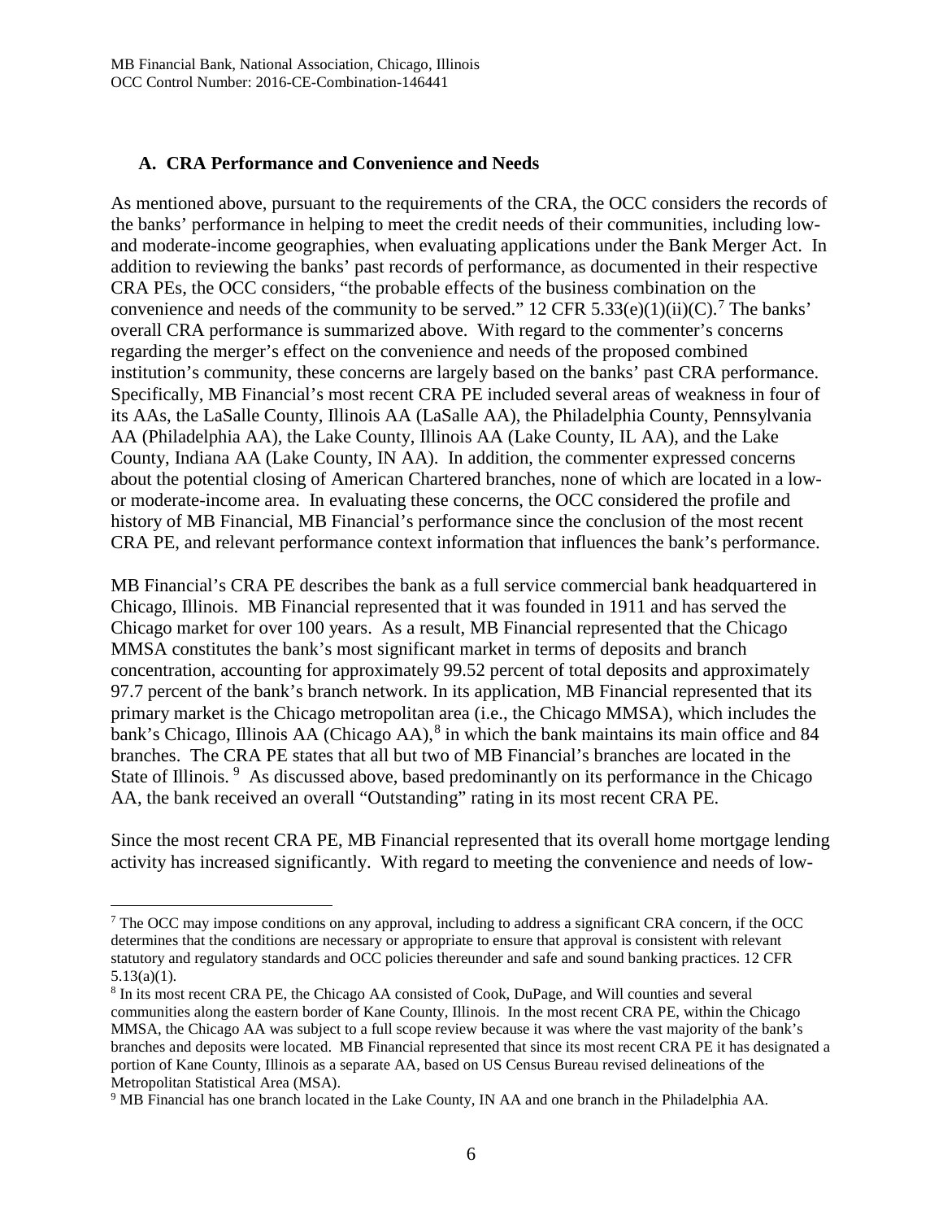### A. CRA Performance and Convenience and Needs

As mentioned above, pursuant to the requirements of the CRA, the OCC considers the records of the banks' performance in helping to meet the credit needs of their communities, including low- and moderate-income geographies, when evaluating applications under the Bank Merger Act. In addition to reviewing the banks' past records of performance, as documented in their respective CRA PEs, the OCC considers, "the probable effects of the business combination on the convenience and needs of the community to be served." 12 CFR 5.33(e)(1)(ii)(C).[7] The banks' overall CRA performance is summarized above. With regard to the commenter's concerns regarding the merger's effect on the convenience and needs of the proposed combined institution's community, these concerns are largely based on the banks' past CRA performance. Specifically, MB Financial's most recent CRA PE included several areas of weakness in four of its AAs, the LaSalle County, Illinois AA (LaSalle AA), the Philadelphia County, Pennsylvania AA (Philadelphia AA), the Lake County, Illinois AA (Lake County, IL AA), and the Lake County, Indiana AA (Lake County, IN AA). In addition, the commenter expressed concerns about the potential closing of American Chartered branches, none of which are located in a low- or moderate-income area. In evaluating these concerns, the OCC considered the profile and history of MB Financial, MB Financial's performance since the conclusion of the most recent CRA PE, and relevant performance context information that influences the bank's performance.

MB Financial's CRA PE describes the bank as a full service commercial bank headquartered in Chicago, Illinois. MB Financial represented that it was founded in 1911 and has served the Chicago market for over 100 years. As a result, MB Financial represented that the Chicago MMSA constitutes the bank's most significant market in terms of deposits and branch concentration, accounting for approximately 99.52 percent of total deposits and approximately 97.7 percent of the bank's branch network. In its application, MB Financial represented that its primary market is the Chicago metropolitan area (i.e., the Chicago MMSA), which includes the bank's Chicago, Illinois AA (Chicago AA),[8] in which the bank maintains its main office and 84 branches. The CRA PE states that all but two of MB Financial's branches are located in the State of Illinois.[9] As discussed above, based predominantly on its performance in the Chicago AA, the bank received an overall "Outstanding" rating in its most recent CRA PE.

Since the most recent CRA PE, MB Financial represented that its overall home mortgage lending activity has increased significantly. With regard to meeting the convenience and needs of low-

---

[7] The OCC may impose conditions on any approval, including to address a significant CRA concern, if the OCC determines that the conditions are necessary or appropriate to ensure that approval is consistent with relevant statutory and regulatory standards and OCC policies thereunder and safe and sound banking practices. 12 CFR 5.13(a)(1).

[8] In its most recent CRA PE, the Chicago AA consisted of Cook, DuPage, and Will counties and several communities along the eastern border of Kane County, Illinois. In the most recent CRA PE, within the Chicago MMSA, the Chicago AA was subject to a full scope review because it was where the vast majority of the bank's branches and deposits were located. MB Financial represented that since its most recent CRA PE it has designated a portion of Kane County, Illinois as a separate AA, based on US Census Bureau revised delineations of the Metropolitan Statistical Area (MSA).

[9] MB Financial has one branch located in the Lake County, IN AA and one branch in the Philadelphia AA.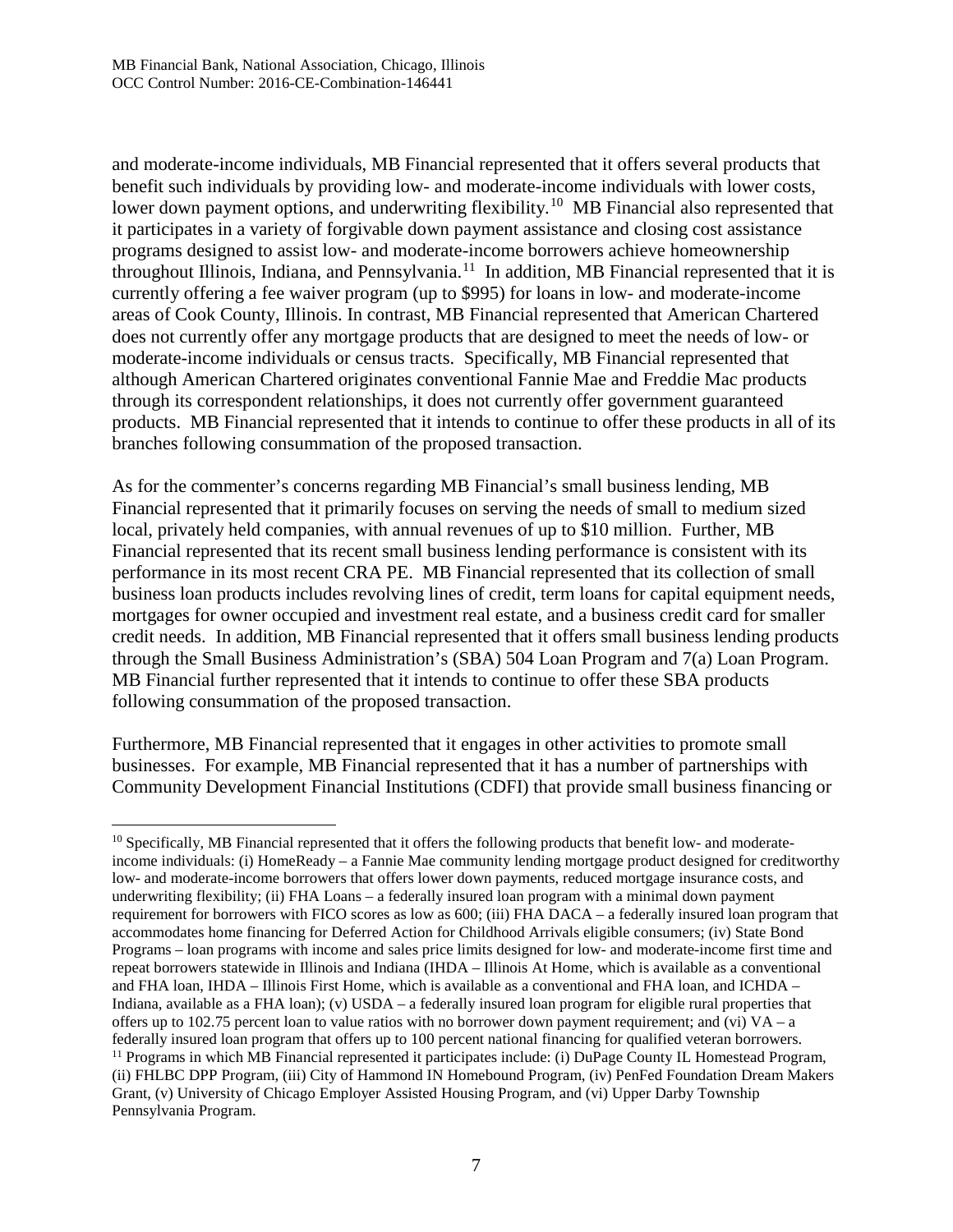and moderate-income individuals, MB Financial represented that it offers several products that benefit such individuals by providing low- and moderate-income individuals with lower costs, lower down payment options, and underwriting flexibility.[10] MB Financial also represented that it participates in a variety of forgivable down payment assistance and closing cost assistance programs designed to assist low- and moderate-income borrowers achieve homeownership throughout Illinois, Indiana, and Pennsylvania.[11] In addition, MB Financial represented that it is currently offering a fee waiver program (up to $995) for loans in low- and moderate-income areas of Cook County, Illinois. In contrast, MB Financial represented that American Chartered does not currently offer any mortgage products that are designed to meet the needs of low- or moderate-income individuals or census tracts. Specifically, MB Financial represented that although American Chartered originates conventional Fannie Mae and Freddie Mac products through its correspondent relationships, it does not currently offer government guaranteed products. MB Financial represented that it intends to continue to offer these products in all of its branches following consummation of the proposed transaction.

As for the commenter's concerns regarding MB Financial's small business lending, MB Financial represented that it primarily focuses on serving the needs of small to medium sized local, privately held companies, with annual revenues of up to $10 million. Further, MB Financial represented that its recent small business lending performance is consistent with its performance in its most recent CRA PE. MB Financial represented that its collection of small business loan products includes revolving lines of credit, term loans for capital equipment needs, mortgages for owner occupied and investment real estate, and a business credit card for smaller credit needs. In addition, MB Financial represented that it offers small business lending products through the Small Business Administration's (SBA) 504 Loan Program and 7(a) Loan Program. MB Financial further represented that it intends to continue to offer these SBA products following consummation of the proposed transaction.

Furthermore, MB Financial represented that it engages in other activities to promote small businesses. For example, MB Financial represented that it has a number of partnerships with Community Development Financial Institutions (CDFI) that provide small business financing or

---

[10] Specifically, MB Financial represented that it offers the following products that benefit low- and moderate-income individuals: (i) HomeReady – a Fannie Mae community lending mortgage product designed for creditworthy low- and moderate-income borrowers that offers lower down payments, reduced mortgage insurance costs, and underwriting flexibility; (ii) FHA Loans – a federally insured loan program with a minimal down payment requirement for borrowers with FICO scores as low as 600; (iii) FHA DACA – a federally insured loan program that accommodates home financing for Deferred Action for Childhood Arrivals eligible consumers; (iv) State Bond Programs – loan programs with income and sales price limits designed for low- and moderate-income first time and repeat borrowers statewide in Illinois and Indiana (IHDA – Illinois At Home, which is available as a conventional and FHA loan, IHDA – Illinois First Home, which is available as a conventional and FHA loan, and ICHDA – Indiana, available as a FHA loan); (v) USDA – a federally insured loan program for eligible rural properties that offers up to 102.75 percent loan to value ratios with no borrower down payment requirement; and (vi) VA – a federally insured loan program that offers up to 100 percent national financing for qualified veteran borrowers.

[11] Programs in which MB Financial represented it participates include: (i) DuPage County IL Homestead Program, (ii) FHLBC DPP Program, (iii) City of Hammond IN Homebound Program, (iv) PenFed Foundation Dream Makers Grant, (v) University of Chicago Employer Assisted Housing Program, and (vi) Upper Darby Township Pennsylvania Program.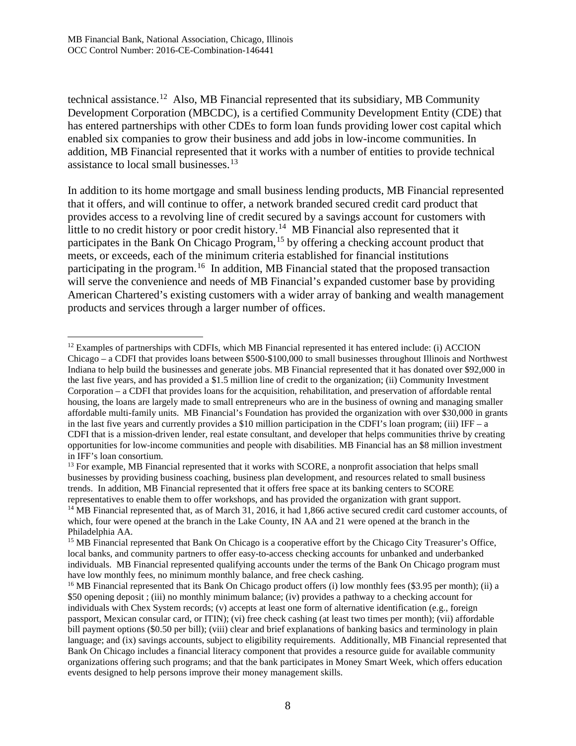technical assistance.[12] Also, MB Financial represented that its subsidiary, MB Community Development Corporation (MBCDC), is a certified Community Development Entity (CDE) that has entered partnerships with other CDEs to form loan funds providing lower cost capital which enabled six companies to grow their business and add jobs in low-income communities. In addition, MB Financial represented that it works with a number of entities to provide technical assistance to local small businesses.[13]

In addition to its home mortgage and small business lending products, MB Financial represented that it offers, and will continue to offer, a network branded secured credit card product that provides access to a revolving line of credit secured by a savings account for customers with little to no credit history or poor credit history.[14] MB Financial also represented that it participates in the Bank On Chicago Program,[15] by offering a checking account product that meets, or exceeds, each of the minimum criteria established for financial institutions participating in the program.[16] In addition, MB Financial stated that the proposed transaction will serve the convenience and needs of MB Financial's expanded customer base by providing American Chartered's existing customers with a wider array of banking and wealth management products and services through a larger number of offices.

---

[12] Examples of partnerships with CDFIs, which MB Financial represented it has entered include: (i) ACCION Chicago – a CDFI that provides loans between $500-$100,000 to small businesses throughout Illinois and Northwest Indiana to help build the businesses and generate jobs. MB Financial represented that it has donated over $92,000 in the last five years, and has provided a $1.5 million line of credit to the organization; (ii) Community Investment Corporation – a CDFI that provides loans for the acquisition, rehabilitation, and preservation of affordable rental housing, the loans are largely made to small entrepreneurs who are in the business of owning and managing smaller affordable multi-family units. MB Financial's Foundation has provided the organization with over $30,000 in grants in the last five years and currently provides a $10 million participation in the CDFI's loan program; (iii) IFF – a CDFI that is a mission-driven lender, real estate consultant, and developer that helps communities thrive by creating opportunities for low-income communities and people with disabilities. MB Financial has an $8 million investment in IFF's loan consortium.

[13] For example, MB Financial represented that it works with SCORE, a nonprofit association that helps small businesses by providing business coaching, business plan development, and resources related to small business trends. In addition, MB Financial represented that it offers free space at its banking centers to SCORE representatives to enable them to offer workshops, and has provided the organization with grant support.

[14] MB Financial represented that, as of March 31, 2016, it had 1,866 active secured credit card customer accounts, of which, four were opened at the branch in the Lake County, IN AA and 21 were opened at the branch in the Philadelphia AA.

[15] MB Financial represented that Bank On Chicago is a cooperative effort by the Chicago City Treasurer's Office, local banks, and community partners to offer easy-to-access checking accounts for unbanked and underbanked individuals. MB Financial represented qualifying accounts under the terms of the Bank On Chicago program must have low monthly fees, no minimum monthly balance, and free check cashing.

[16] MB Financial represented that its Bank On Chicago product offers (i) low monthly fees ($3.95 per month); (ii) a $50 opening deposit ; (iii) no monthly minimum balance; (iv) provides a pathway to a checking account for individuals with Chex System records; (v) accepts at least one form of alternative identification (e.g., foreign passport, Mexican consular card, or ITIN); (vi) free check cashing (at least two times per month); (vii) affordable bill payment options ($0.50 per bill); (viii) clear and brief explanations of banking basics and terminology in plain language; and (ix) savings accounts, subject to eligibility requirements. Additionally, MB Financial represented that Bank On Chicago includes a financial literacy component that provides a resource guide for available community organizations offering such programs; and that the bank participates in Money Smart Week, which offers education events designed to help persons improve their money management skills.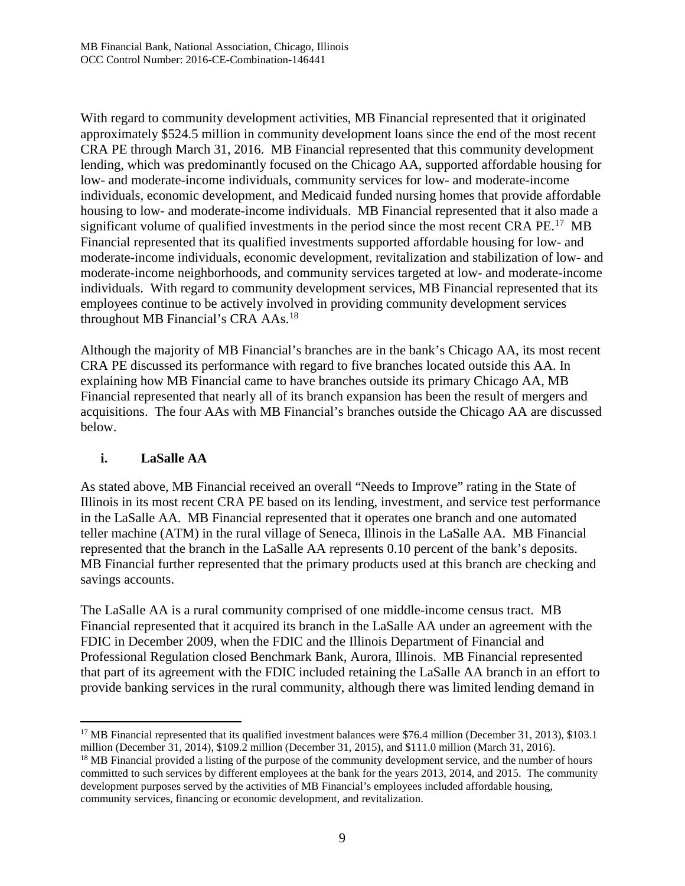With regard to community development activities, MB Financial represented that it originated approximately $524.5 million in community development loans since the end of the most recent CRA PE through March 31, 2016. MB Financial represented that this community development lending, which was predominantly focused on the Chicago AA, supported affordable housing for low- and moderate-income individuals, community services for low- and moderate-income individuals, economic development, and Medicaid funded nursing homes that provide affordable housing to low- and moderate-income individuals. MB Financial represented that it also made a significant volume of qualified investments in the period since the most recent CRA PE.[17] MB Financial represented that its qualified investments supported affordable housing for low- and moderate-income individuals, economic development, revitalization and stabilization of low- and moderate-income neighborhoods, and community services targeted at low- and moderate-income individuals. With regard to community development services, MB Financial represented that its employees continue to be actively involved in providing community development services throughout MB Financial's CRA AAs.[18]

Although the majority of MB Financial's branches are in the bank's Chicago AA, its most recent CRA PE discussed its performance with regard to five branches located outside this AA. In explaining how MB Financial came to have branches outside its primary Chicago AA, MB Financial represented that nearly all of its branch expansion has been the result of mergers and acquisitions. The four AAs with MB Financial's branches outside the Chicago AA are discussed below.

### i. LaSalle AA

As stated above, MB Financial received an overall "Needs to Improve" rating in the State of Illinois in its most recent CRA PE based on its lending, investment, and service test performance in the LaSalle AA. MB Financial represented that it operates one branch and one automated teller machine (ATM) in the rural village of Seneca, Illinois in the LaSalle AA. MB Financial represented that the branch in the LaSalle AA represents 0.10 percent of the bank's deposits. MB Financial further represented that the primary products used at this branch are checking and savings accounts.

The LaSalle AA is a rural community comprised of one middle-income census tract. MB Financial represented that it acquired its branch in the LaSalle AA under an agreement with the FDIC in December 2009, when the FDIC and the Illinois Department of Financial and Professional Regulation closed Benchmark Bank, Aurora, Illinois. MB Financial represented that part of its agreement with the FDIC included retaining the LaSalle AA branch in an effort to provide banking services in the rural community, although there was limited lending demand in

---

[17] MB Financial represented that its qualified investment balances were $76.4 million (December 31, 2013), $103.1 million (December 31, 2014), $109.2 million (December 31, 2015), and $111.0 million (March 31, 2016).

[18] MB Financial provided a listing of the purpose of the community development service, and the number of hours committed to such services by different employees at the bank for the years 2013, 2014, and 2015. The community development purposes served by the activities of MB Financial's employees included affordable housing, community services, financing or economic development, and revitalization.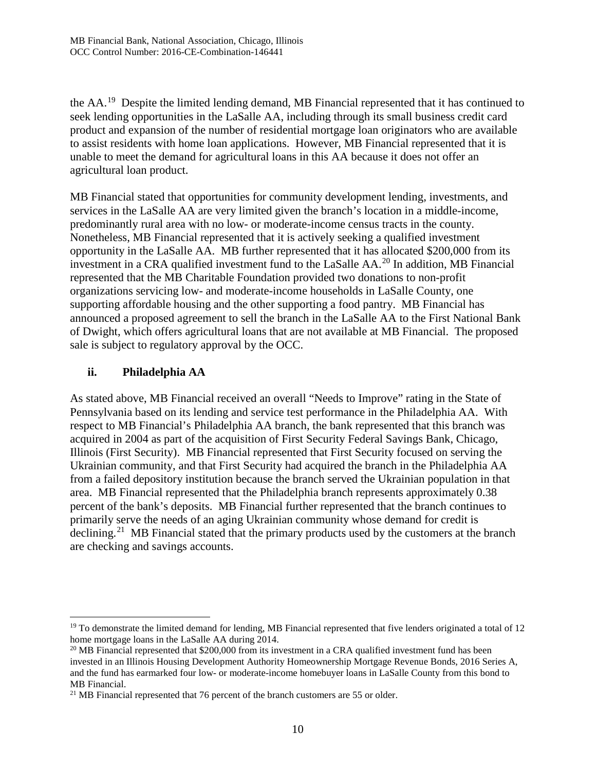the AA.[19] Despite the limited lending demand, MB Financial represented that it has continued to seek lending opportunities in the LaSalle AA, including through its small business credit card product and expansion of the number of residential mortgage loan originators who are available to assist residents with home loan applications. However, MB Financial represented that it is unable to meet the demand for agricultural loans in this AA because it does not offer an agricultural loan product.

MB Financial stated that opportunities for community development lending, investments, and services in the LaSalle AA are very limited given the branch's location in a middle-income, predominantly rural area with no low- or moderate-income census tracts in the county. Nonetheless, MB Financial represented that it is actively seeking a qualified investment opportunity in the LaSalle AA. MB further represented that it has allocated $200,000 from its investment in a CRA qualified investment fund to the LaSalle AA.[20] In addition, MB Financial represented that the MB Charitable Foundation provided two donations to non-profit organizations servicing low- and moderate-income households in LaSalle County, one supporting affordable housing and the other supporting a food pantry. MB Financial has announced a proposed agreement to sell the branch in the LaSalle AA to the First National Bank of Dwight, which offers agricultural loans that are not available at MB Financial. The proposed sale is subject to regulatory approval by the OCC.

### ii. Philadelphia AA

As stated above, MB Financial received an overall "Needs to Improve" rating in the State of Pennsylvania based on its lending and service test performance in the Philadelphia AA. With respect to MB Financial's Philadelphia AA branch, the bank represented that this branch was acquired in 2004 as part of the acquisition of First Security Federal Savings Bank, Chicago, Illinois (First Security). MB Financial represented that First Security focused on serving the Ukrainian community, and that First Security had acquired the branch in the Philadelphia AA from a failed depository institution because the branch served the Ukrainian population in that area. MB Financial represented that the Philadelphia branch represents approximately 0.38 percent of the bank's deposits. MB Financial further represented that the branch continues to primarily serve the needs of an aging Ukrainian community whose demand for credit is declining.[21] MB Financial stated that the primary products used by the customers at the branch are checking and savings accounts.

---

[19] To demonstrate the limited demand for lending, MB Financial represented that five lenders originated a total of 12 home mortgage loans in the LaSalle AA during 2014.

[20] MB Financial represented that $200,000 from its investment in a CRA qualified investment fund has been invested in an Illinois Housing Development Authority Homeownership Mortgage Revenue Bonds, 2016 Series A, and the fund has earmarked four low- or moderate-income homebuyer loans in LaSalle County from this bond to MB Financial.

[21] MB Financial represented that 76 percent of the branch customers are 55 or older.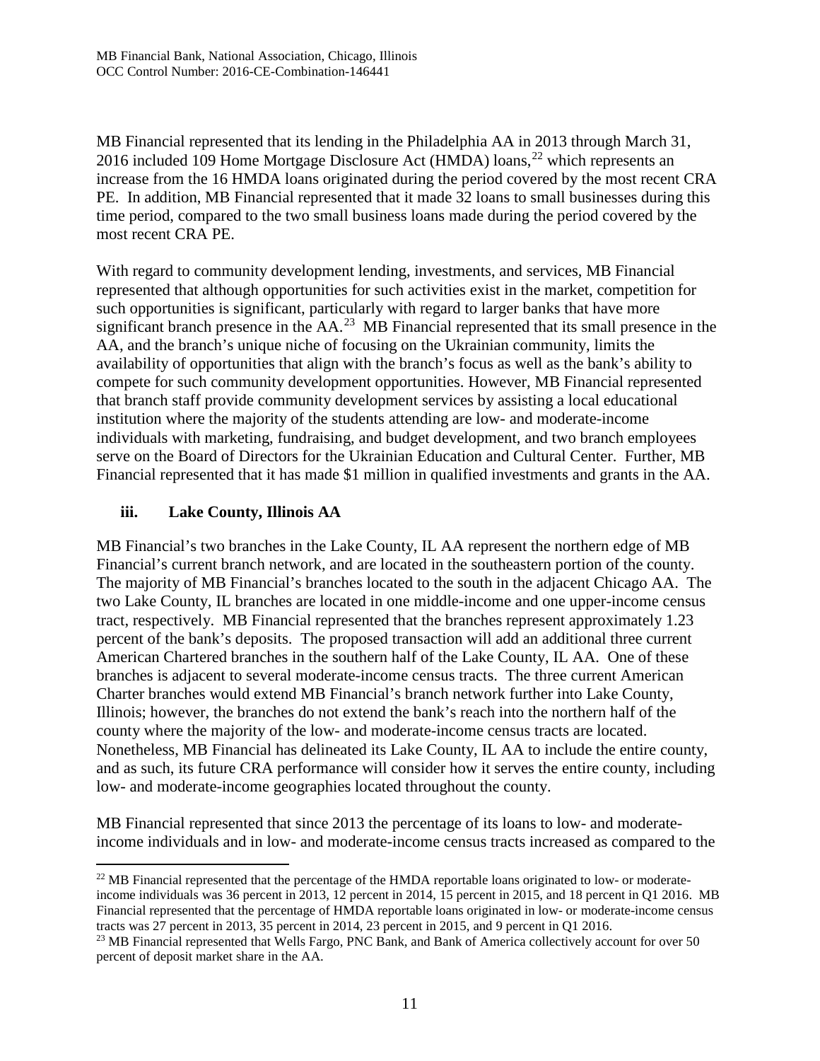MB Financial represented that its lending in the Philadelphia AA in 2013 through March 31, 2016 included 109 Home Mortgage Disclosure Act (HMDA) loans,[22] which represents an increase from the 16 HMDA loans originated during the period covered by the most recent CRA PE. In addition, MB Financial represented that it made 32 loans to small businesses during this time period, compared to the two small business loans made during the period covered by the most recent CRA PE.

With regard to community development lending, investments, and services, MB Financial represented that although opportunities for such activities exist in the market, competition for such opportunities is significant, particularly with regard to larger banks that have more significant branch presence in the AA.[23] MB Financial represented that its small presence in the AA, and the branch's unique niche of focusing on the Ukrainian community, limits the availability of opportunities that align with the branch's focus as well as the bank's ability to compete for such community development opportunities. However, MB Financial represented that branch staff provide community development services by assisting a local educational institution where the majority of the students attending are low- and moderate-income individuals with marketing, fundraising, and budget development, and two branch employees serve on the Board of Directors for the Ukrainian Education and Cultural Center. Further, MB Financial represented that it has made $1 million in qualified investments and grants in the AA.

### iii. Lake County, Illinois AA

MB Financial's two branches in the Lake County, IL AA represent the northern edge of MB Financial's current branch network, and are located in the southeastern portion of the county. The majority of MB Financial's branches located to the south in the adjacent Chicago AA. The two Lake County, IL branches are located in one middle-income and one upper-income census tract, respectively. MB Financial represented that the branches represent approximately 1.23 percent of the bank's deposits. The proposed transaction will add an additional three current American Chartered branches in the southern half of the Lake County, IL AA. One of these branches is adjacent to several moderate-income census tracts. The three current American Charter branches would extend MB Financial's branch network further into Lake County, Illinois; however, the branches do not extend the bank's reach into the northern half of the county where the majority of the low- and moderate-income census tracts are located. Nonetheless, MB Financial has delineated its Lake County, IL AA to include the entire county, and as such, its future CRA performance will consider how it serves the entire county, including low- and moderate-income geographies located throughout the county.

MB Financial represented that since 2013 the percentage of its loans to low- and moderate-income individuals and in low- and moderate-income census tracts increased as compared to the

---

[22] MB Financial represented that the percentage of the HMDA reportable loans originated to low- or moderate-income individuals was 36 percent in 2013, 12 percent in 2014, 15 percent in 2015, and 18 percent in Q1 2016. MB Financial represented that the percentage of HMDA reportable loans originated in low- or moderate-income census tracts was 27 percent in 2013, 35 percent in 2014, 23 percent in 2015, and 9 percent in Q1 2016.

[23] MB Financial represented that Wells Fargo, PNC Bank, and Bank of America collectively account for over 50 percent of deposit market share in the AA.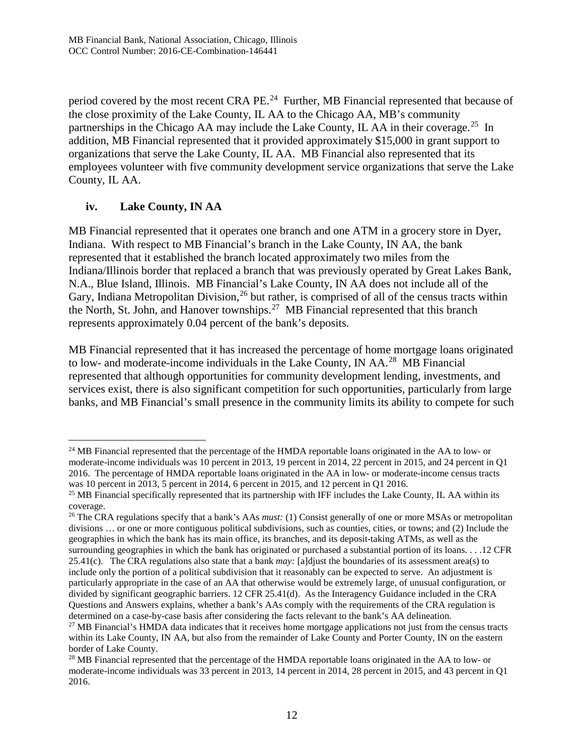period covered by the most recent CRA PE.[24] Further, MB Financial represented that because of the close proximity of the Lake County, IL AA to the Chicago AA, MB's community partnerships in the Chicago AA may include the Lake County, IL AA in their coverage.[25] In addition, MB Financial represented that it provided approximately $15,000 in grant support to organizations that serve the Lake County, IL AA. MB Financial also represented that its employees volunteer with five community development service organizations that serve the Lake County, IL AA.

### iv. Lake County, IN AA

MB Financial represented that it operates one branch and one ATM in a grocery store in Dyer, Indiana. With respect to MB Financial's branch in the Lake County, IN AA, the bank represented that it established the branch located approximately two miles from the Indiana/Illinois border that replaced a branch that was previously operated by Great Lakes Bank, N.A., Blue Island, Illinois. MB Financial's Lake County, IN AA does not include all of the Gary, Indiana Metropolitan Division,[26] but rather, is comprised of all of the census tracts within the North, St. John, and Hanover townships.[27] MB Financial represented that this branch represents approximately 0.04 percent of the bank's deposits.

MB Financial represented that it has increased the percentage of home mortgage loans originated to low- and moderate-income individuals in the Lake County, IN AA.[28] MB Financial represented that although opportunities for community development lending, investments, and services exist, there is also significant competition for such opportunities, particularly from large banks, and MB Financial's small presence in the community limits its ability to compete for such

---

[24] MB Financial represented that the percentage of the HMDA reportable loans originated in the AA to low- or moderate-income individuals was 10 percent in 2013, 19 percent in 2014, 22 percent in 2015, and 24 percent in Q1 2016. The percentage of HMDA reportable loans originated in the AA in low- or moderate-income census tracts was 10 percent in 2013, 5 percent in 2014, 6 percent in 2015, and 12 percent in Q1 2016.

[25] MB Financial specifically represented that its partnership with IFF includes the Lake County, IL AA within its coverage.

[26] The CRA regulations specify that a bank's AAs *must:* (1) Consist generally of one or more MSAs or metropolitan divisions … or one or more contiguous political subdivisions, such as counties, cities, or towns; and (2) Include the geographies in which the bank has its main office, its branches, and its deposit-taking ATMs, as well as the surrounding geographies in which the bank has originated or purchased a substantial portion of its loans. . . .12 CFR 25.41(c). The CRA regulations also state that a bank *may:* [a]djust the boundaries of its assessment area(s) to include only the portion of a political subdivision that it reasonably can be expected to serve. An adjustment is particularly appropriate in the case of an AA that otherwise would be extremely large, of unusual configuration, or divided by significant geographic barriers. 12 CFR 25.41(d). As the Interagency Guidance included in the CRA Questions and Answers explains, whether a bank's AAs comply with the requirements of the CRA regulation is determined on a case-by-case basis after considering the facts relevant to the bank's AA delineation.

[27] MB Financial's HMDA data indicates that it receives home mortgage applications not just from the census tracts within its Lake County, IN AA, but also from the remainder of Lake County and Porter County, IN on the eastern border of Lake County.

[28] MB Financial represented that the percentage of the HMDA reportable loans originated in the AA to low- or moderate-income individuals was 33 percent in 2013, 14 percent in 2014, 28 percent in 2015, and 43 percent in Q1 2016.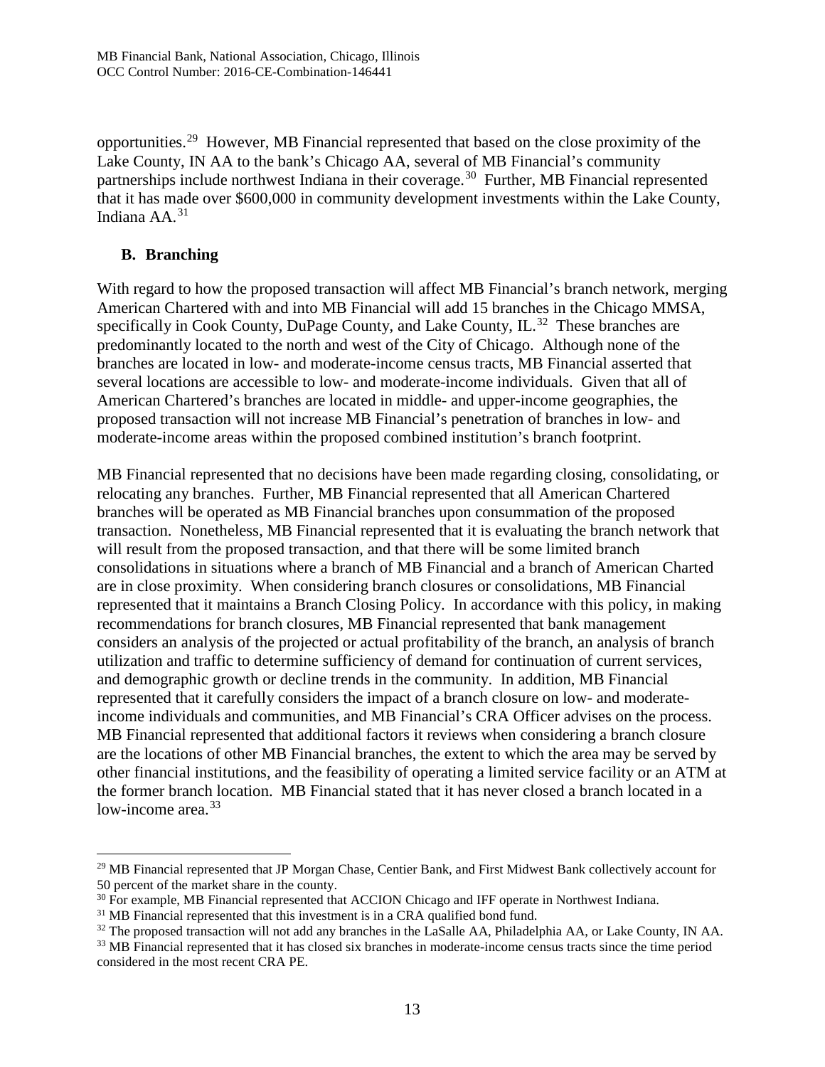opportunities.[29] However, MB Financial represented that based on the close proximity of the Lake County, IN AA to the bank's Chicago AA, several of MB Financial's community partnerships include northwest Indiana in their coverage.[30] Further, MB Financial represented that it has made over $600,000 in community development investments within the Lake County, Indiana AA.[31]

## B. Branching

With regard to how the proposed transaction will affect MB Financial's branch network, merging American Chartered with and into MB Financial will add 15 branches in the Chicago MMSA, specifically in Cook County, DuPage County, and Lake County, IL.[32] These branches are predominantly located to the north and west of the City of Chicago. Although none of the branches are located in low- and moderate-income census tracts, MB Financial asserted that several locations are accessible to low- and moderate-income individuals. Given that all of American Chartered's branches are located in middle- and upper-income geographies, the proposed transaction will not increase MB Financial's penetration of branches in low- and moderate-income areas within the proposed combined institution's branch footprint.

MB Financial represented that no decisions have been made regarding closing, consolidating, or relocating any branches. Further, MB Financial represented that all American Chartered branches will be operated as MB Financial branches upon consummation of the proposed transaction. Nonetheless, MB Financial represented that it is evaluating the branch network that will result from the proposed transaction, and that there will be some limited branch consolidations in situations where a branch of MB Financial and a branch of American Charted are in close proximity. When considering branch closures or consolidations, MB Financial represented that it maintains a Branch Closing Policy. In accordance with this policy, in making recommendations for branch closures, MB Financial represented that bank management considers an analysis of the projected or actual profitability of the branch, an analysis of branch utilization and traffic to determine sufficiency of demand for continuation of current services, and demographic growth or decline trends in the community. In addition, MB Financial represented that it carefully considers the impact of a branch closure on low- and moderate-income individuals and communities, and MB Financial's CRA Officer advises on the process. MB Financial represented that additional factors it reviews when considering a branch closure are the locations of other MB Financial branches, the extent to which the area may be served by other financial institutions, and the feasibility of operating a limited service facility or an ATM at the former branch location. MB Financial stated that it has never closed a branch located in a low-income area.[33]

---

[29] MB Financial represented that JP Morgan Chase, Centier Bank, and First Midwest Bank collectively account for 50 percent of the market share in the county.

[30] For example, MB Financial represented that ACCION Chicago and IFF operate in Northwest Indiana.

[31] MB Financial represented that this investment is in a CRA qualified bond fund.

[32] The proposed transaction will not add any branches in the LaSalle AA, Philadelphia AA, or Lake County, IN AA.

[33] MB Financial represented that it has closed six branches in moderate-income census tracts since the time period considered in the most recent CRA PE.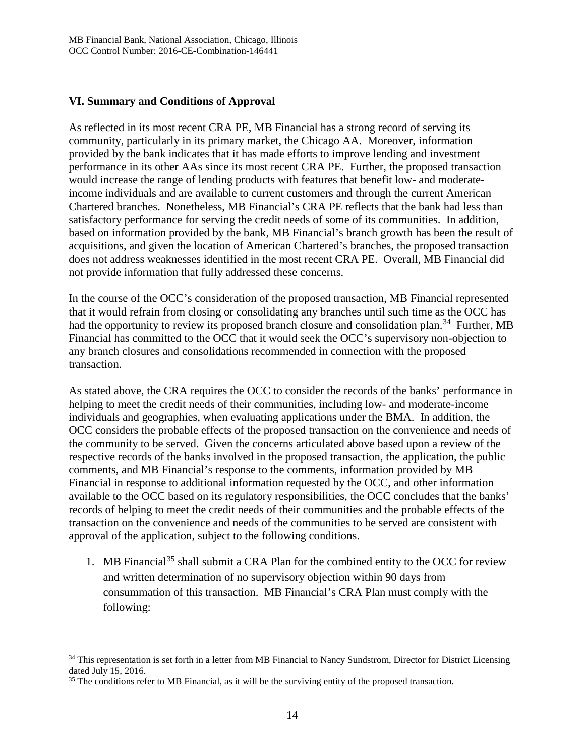### VI. Summary and Conditions of Approval

As reflected in its most recent CRA PE, MB Financial has a strong record of serving its community, particularly in its primary market, the Chicago AA. Moreover, information provided by the bank indicates that it has made efforts to improve lending and investment performance in its other AAs since its most recent CRA PE. Further, the proposed transaction would increase the range of lending products with features that benefit low- and moderate-income individuals and are available to current customers and through the current American Chartered branches. Nonetheless, MB Financial's CRA PE reflects that the bank had less than satisfactory performance for serving the credit needs of some of its communities. In addition, based on information provided by the bank, MB Financial's branch growth has been the result of acquisitions, and given the location of American Chartered's branches, the proposed transaction does not address weaknesses identified in the most recent CRA PE. Overall, MB Financial did not provide information that fully addressed these concerns.

In the course of the OCC's consideration of the proposed transaction, MB Financial represented that it would refrain from closing or consolidating any branches until such time as the OCC has had the opportunity to review its proposed branch closure and consolidation plan.[34] Further, MB Financial has committed to the OCC that it would seek the OCC's supervisory non-objection to any branch closures and consolidations recommended in connection with the proposed transaction.

As stated above, the CRA requires the OCC to consider the records of the banks' performance in helping to meet the credit needs of their communities, including low- and moderate-income individuals and geographies, when evaluating applications under the BMA. In addition, the OCC considers the probable effects of the proposed transaction on the convenience and needs of the community to be served. Given the concerns articulated above based upon a review of the respective records of the banks involved in the proposed transaction, the application, the public comments, and MB Financial's response to the comments, information provided by MB Financial in response to additional information requested by the OCC, and other information available to the OCC based on its regulatory responsibilities, the OCC concludes that the banks' records of helping to meet the credit needs of their communities and the probable effects of the transaction on the convenience and needs of the communities to be served are consistent with approval of the application, subject to the following conditions.

1. MB Financial[35] shall submit a CRA Plan for the combined entity to the OCC for review and written determination of no supervisory objection within 90 days from consummation of this transaction. MB Financial's CRA Plan must comply with the following:

---

[34] This representation is set forth in a letter from MB Financial to Nancy Sundstrom, Director for District Licensing dated July 15, 2016.

[35] The conditions refer to MB Financial, as it will be the surviving entity of the proposed transaction.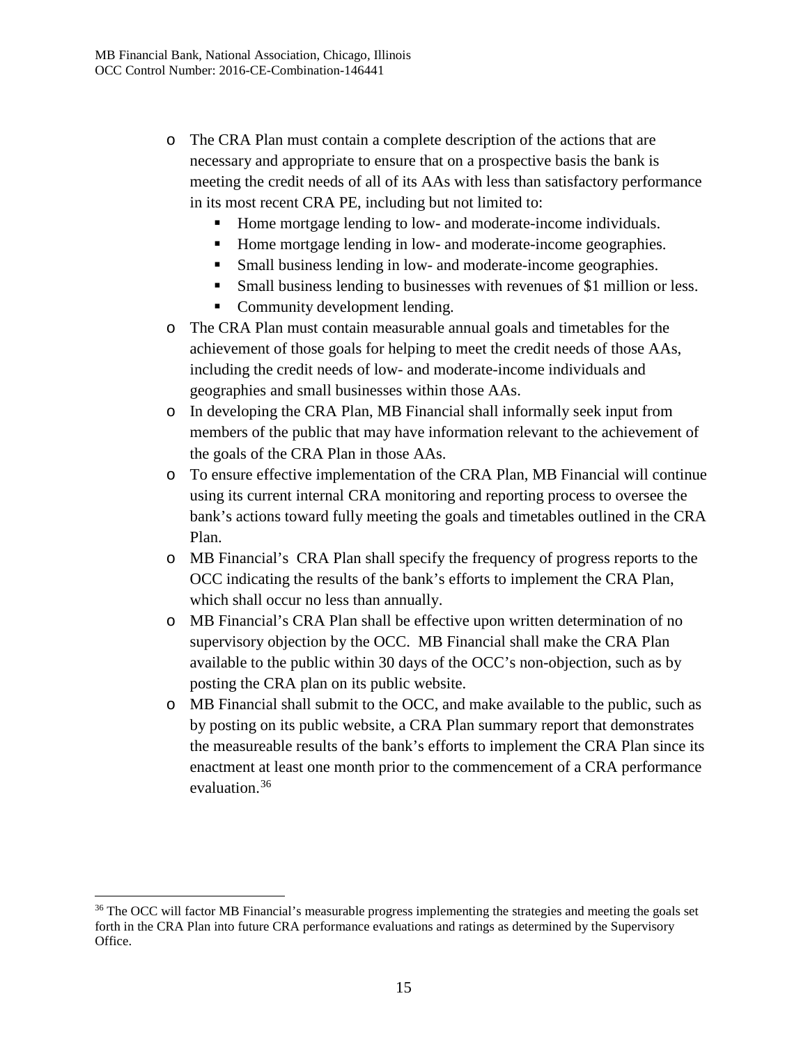- The CRA Plan must contain a complete description of the actions that are necessary and appropriate to ensure that on a prospective basis the bank is meeting the credit needs of all of its AAs with less than satisfactory performance in its most recent CRA PE, including but not limited to:
    - Home mortgage lending to low- and moderate-income individuals.
    - Home mortgage lending in low- and moderate-income geographies.
    - Small business lending in low- and moderate-income geographies.
    - Small business lending to businesses with revenues of $1 million or less.
    - Community development lending.
- The CRA Plan must contain measurable annual goals and timetables for the achievement of those goals for helping to meet the credit needs of those AAs, including the credit needs of low- and moderate-income individuals and geographies and small businesses within those AAs.
- In developing the CRA Plan, MB Financial shall informally seek input from members of the public that may have information relevant to the achievement of the goals of the CRA Plan in those AAs.
- To ensure effective implementation of the CRA Plan, MB Financial will continue using its current internal CRA monitoring and reporting process to oversee the bank's actions toward fully meeting the goals and timetables outlined in the CRA Plan.
- MB Financial's CRA Plan shall specify the frequency of progress reports to the OCC indicating the results of the bank's efforts to implement the CRA Plan, which shall occur no less than annually.
- MB Financial's CRA Plan shall be effective upon written determination of no supervisory objection by the OCC. MB Financial shall make the CRA Plan available to the public within 30 days of the OCC's non-objection, such as by posting the CRA plan on its public website.
- MB Financial shall submit to the OCC, and make available to the public, such as by posting on its public website, a CRA Plan summary report that demonstrates the measureable results of the bank's efforts to implement the CRA Plan since its enactment at least one month prior to the commencement of a CRA performance evaluation.[36]

---

[36] The OCC will factor MB Financial's measurable progress implementing the strategies and meeting the goals set forth in the CRA Plan into future CRA performance evaluations and ratings as determined by the Supervisory Office.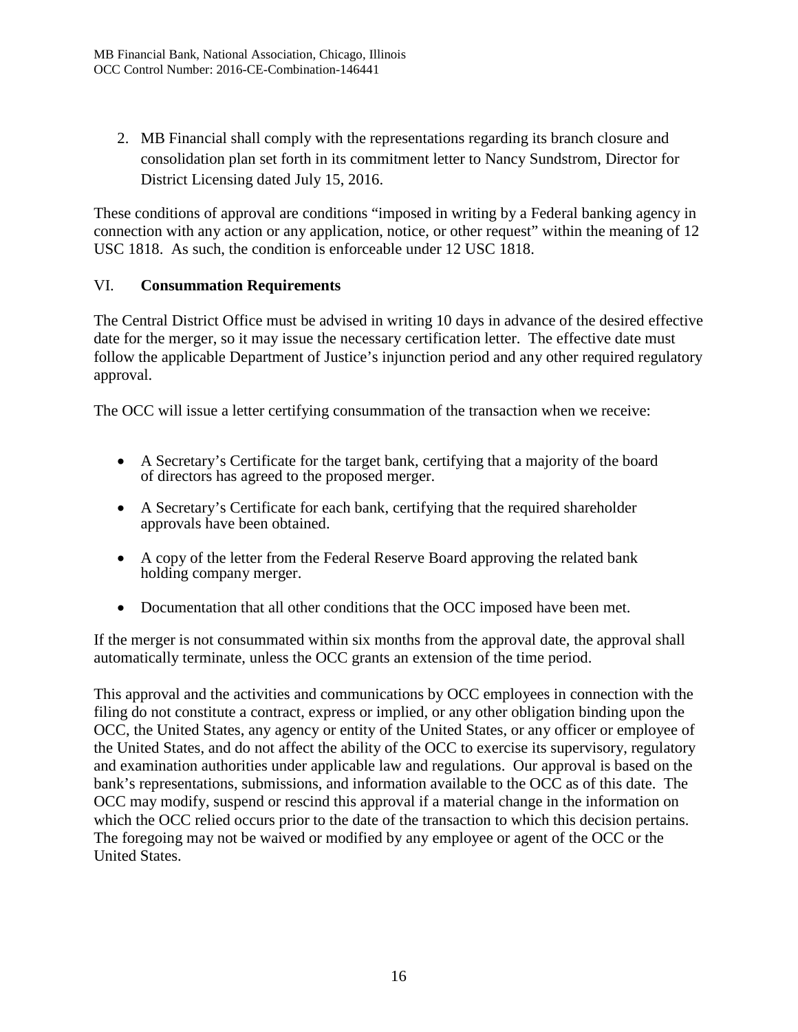2. MB Financial shall comply with the representations regarding its branch closure and consolidation plan set forth in its commitment letter to Nancy Sundstrom, Director for District Licensing dated July 15, 2016.

These conditions of approval are conditions "imposed in writing by a Federal banking agency in connection with any action or any application, notice, or other request" within the meaning of 12 USC 1818. As such, the condition is enforceable under 12 USC 1818.

## VI. Consummation Requirements

The Central District Office must be advised in writing 10 days in advance of the desired effective date for the merger, so it may issue the necessary certification letter. The effective date must follow the applicable Department of Justice's injunction period and any other required regulatory approval.

The OCC will issue a letter certifying consummation of the transaction when we receive:

- A Secretary's Certificate for the target bank, certifying that a majority of the board of directors has agreed to the proposed merger.
- A Secretary's Certificate for each bank, certifying that the required shareholder approvals have been obtained.
- A copy of the letter from the Federal Reserve Board approving the related bank holding company merger.
- Documentation that all other conditions that the OCC imposed have been met.

If the merger is not consummated within six months from the approval date, the approval shall automatically terminate, unless the OCC grants an extension of the time period.

This approval and the activities and communications by OCC employees in connection with the filing do not constitute a contract, express or implied, or any other obligation binding upon the OCC, the United States, any agency or entity of the United States, or any officer or employee of the United States, and do not affect the ability of the OCC to exercise its supervisory, regulatory and examination authorities under applicable law and regulations. Our approval is based on the bank's representations, submissions, and information available to the OCC as of this date. The OCC may modify, suspend or rescind this approval if a material change in the information on which the OCC relied occurs prior to the date of the transaction to which this decision pertains. The foregoing may not be waived or modified by any employee or agent of the OCC or the United States.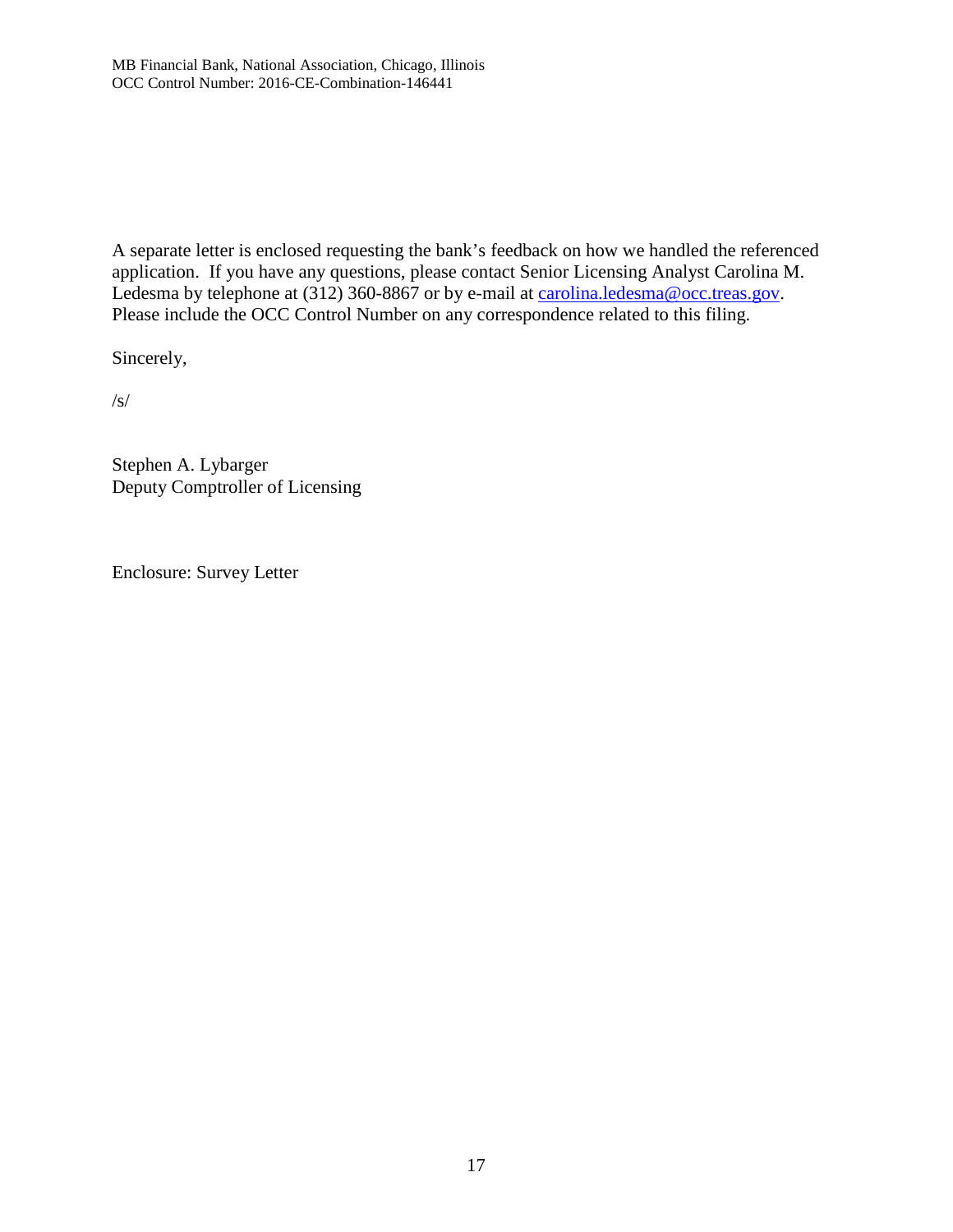A separate letter is enclosed requesting the bank's feedback on how we handled the referenced application. If you have any questions, please contact Senior Licensing Analyst Carolina M. Ledesma by telephone at (312) 360-8867 or by e-mail at carolina.ledesma@occ.treas.gov. Please include the OCC Control Number on any correspondence related to this filing.

Sincerely,

/s/

Stephen A. Lybarger
Deputy Comptroller of Licensing

Enclosure: Survey Letter